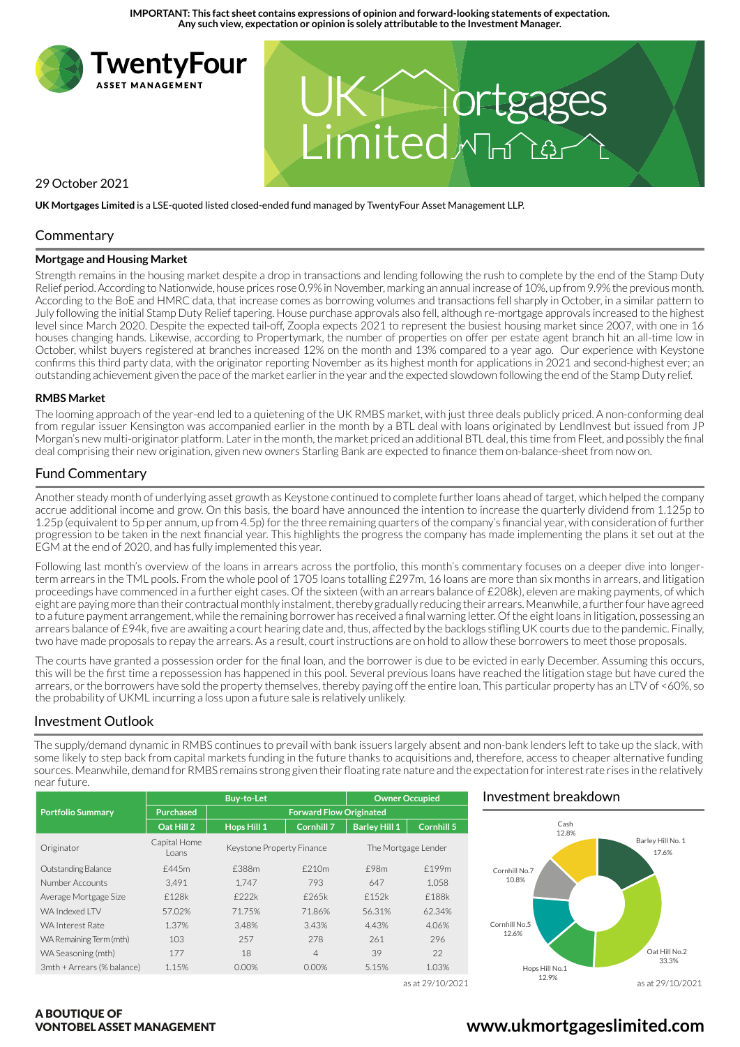**IMPORTANT: This fact sheet contains expressions of opinion and forward-looking statements of expectation. Any such view, expectation or opinion is solely attributable to the Investment Manager.**

TwentyFour ASSET MANAGEMENT

# UK Mortgages Limited

29 October 2021

**UK Mortgages Limited** is a LSE-quoted listed closed-ended fund managed by TwentyFour Asset Management LLP.

## Commentary

### Mortgage and Housing Market

Strength remains in the housing market despite a drop in transactions and lending following the rush to complete by the end of the Stamp Duty Relief period. According to Nationwide, house prices rose 0.9% in November, marking an annual increase of 10%, up from 9.9% the previous month. According to the BoE and HMRC data, that increase comes as borrowing volumes and transactions fell sharply in October, in a similar pattern to July following the initial Stamp Duty Relief tapering. House purchase approvals also fell, although re-mortgage approvals increased to the highest level since March 2020. Despite the expected tail-off, Zoopla expects 2021 to represent the busiest housing market since 2007, with one in 16 houses changing hands. Likewise, according to Propertymark, the number of properties on offer per estate agent branch hit an all-time low in October, whilst buyers registered at branches increased 12% on the month and 13% compared to a year ago. Our experience with Keystone confirms this third party data, with the originator reporting November as its highest month for applications in 2021 and second-highest ever; an outstanding achievement given the pace of the market earlier in the year and the expected slowdown following the end of the Stamp Duty relief.

### RMBS Market

The looming approach of the year-end led to a quietening of the UK RMBS market, with just three deals publicly priced. A non-conforming deal from regular issuer Kensington was accompanied earlier in the month by a BTL deal with loans originated by LendInvest but issued from JP Morgan's new multi-originator platform. Later in the month, the market priced an additional BTL deal, this time from Fleet, and possibly the final deal comprising their new origination, given new owners Starling Bank are expected to finance them on-balance-sheet from now on.

## Fund Commentary

Another steady month of underlying asset growth as Keystone continued to complete further loans ahead of target, which helped the company accrue additional income and grow. On this basis, the board have announced the intention to increase the quarterly dividend from 1.125p to 1.25p (equivalent to 5p per annum, up from 4.5p) for the three remaining quarters of the company's financial year, with consideration of further progression to be taken in the next financial year. This highlights the progress the company has made implementing the plans it set out at the EGM at the end of 2020, and has fully implemented this year.

Following last month's overview of the loans in arrears across the portfolio, this month's commentary focuses on a deeper dive into longer-term arrears in the TML pools. From the whole pool of 1705 loans totalling £297m, 16 loans are more than six months in arrears, and litigation proceedings have commenced in a further eight cases. Of the sixteen (with an arrears balance of £208k), eleven are making payments, of which eight are paying more than their contractual monthly instalment, thereby gradually reducing their arrears. Meanwhile, a further four have agreed to a future payment arrangement, while the remaining borrower has received a final warning letter. Of the eight loans in litigation, possessing an arrears balance of £94k, five are awaiting a court hearing date and, thus, affected by the backlogs stifling UK courts due to the pandemic. Finally, two have made proposals to repay the arrears. As a result, court instructions are on hold to allow these borrowers to meet those proposals.

The courts have granted a possession order for the final loan, and the borrower is due to be evicted in early December. Assuming this occurs, this will be the first time a repossession has happened in this pool. Several previous loans have reached the litigation stage but have cured the arrears, or the borrowers have sold the property themselves, thereby paying off the entire loan. This particular property has an LTV of <60%, so the probability of UKML incurring a loss upon a future sale is relatively unlikely.

## Investment Outlook

The supply/demand dynamic in RMBS continues to prevail with bank issuers largely absent and non-bank lenders left to take up the slack, with some likely to step back from capital markets funding in the future thanks to acquisitions and, therefore, access to cheaper alternative funding sources. Meanwhile, demand for RMBS remains strong given their floating rate nature and the expectation for interest rate rises in the relatively near future.

| Portfolio Summary | Buy-to-Let | | | Owner Occupied | |
|---|---|---|---|---|---|
| | Purchased | Forward Flow Originated | | | |
| | Oat Hill 2 | Hops Hill 1 | Cornhill 7 | Barley Hill 1 | Cornhill 5 |
| Originator | Capital Home Loans | Keystone Property Finance | | The Mortgage Lender | |
| Outstanding Balance | £445m | £388m | £210m | £98m | £199m |
| Number Accounts | 3,491 | 1,747 | 793 | 647 | 1,058 |
| Average Mortgage Size | £128k | £222k | £265k | £152k | £188k |
| WA Indexed LTV | 57.02% | 71.75% | 71.86% | 56.31% | 62.34% |
| WA Interest Rate | 1.37% | 3.48% | 3.43% | 4.43% | 4.06% |
| WA Remaining Term (mth) | 103 | 257 | 278 | 261 | 296 |
| WA Seasoning (mth) | 177 | 18 | 4 | 39 | 22 |
| 3mth + Arrears (% balance) | 1.15% | 0.00% | 0.00% | 5.15% | 1.03% |

as at 29/10/2021

## Investment breakdown

| Holding | % |
|---|---|
| Barley Hill No. 1 | 17.6% |
| Oat Hill No.2 | 33.3% |
| Hops Hill No.1 | 12.9% |
| Cornhill No.5 | 12.6% |
| Cornhill No.7 | 10.8% |
| Cash | 12.8% |

as at 29/10/2021

**A BOUTIQUE OF VONTOBEL ASSET MANAGEMENT**

**www.ukmortgageslimited.com**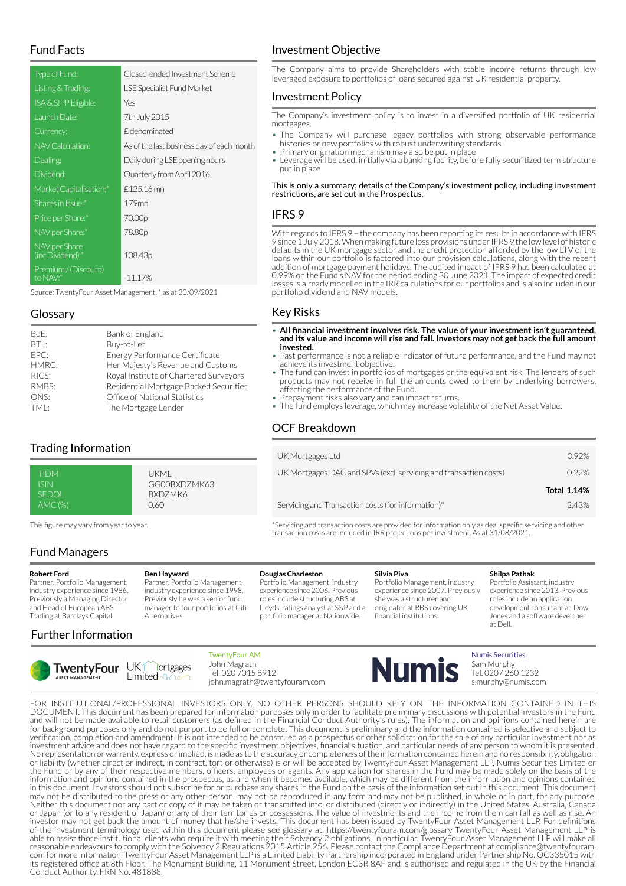## Fund Facts

| | |
|---|---|
| Type of Fund: | Closed-ended Investment Scheme |
| Listing & Trading: | LSE Specialist Fund Market |
| ISA & SIPP Eligible: | Yes |
| Launch Date: | 7th July 2015 |
| Currency: | £ denominated |
| NAV Calculation: | As of the last business day of each month |
| Dealing: | Daily during LSE opening hours |
| Dividend: | Quarterly from April 2016 |
| Market Capitalisation:* | £125.16 mn |
| Shares in Issue:* | 179mn |
| Price per Share:* | 70.00p |
| NAV per Share:* | 78.80p |
| NAV per Share (inc Dividend):* | 108.43p |
| Premium / (Discount) to NAV:* | -11.17% |

Source: TwentyFour Asset Management. * as at 30/09/2021

## Glossary

| | |
|---|---|
| BoE: | Bank of England |
| BTL: | Buy-to-Let |
| EPC: | Energy Performance Certificate |
| HMRC: | Her Majesty's Revenue and Customs |
| RICS: | Royal Institute of Chartered Surveyors |
| RMBS: | Residential Mortgage Backed Securities |
| ONS: | Office of National Statistics |
| TML: | The Mortgage Lender |

## Trading Information

| | |
|---|---|
| TIDM | UKML |
| ISIN | GG00BXDZMK63 |
| SEDOL | BXDZMK6 |
| AMC (%) | 0.60 |

This figure may vary from year to year.

## Investment Objective

The Company aims to provide Shareholders with stable income returns through low leveraged exposure to portfolios of loans secured against UK residential property.

## Investment Policy

The Company's investment policy is to invest in a diversified portfolio of UK residential mortgages.

- The Company will purchase legacy portfolios with strong observable performance histories or new portfolios with robust underwriting standards
- Primary origination mechanism may also be put in place
- Leverage will be used, initially via a banking facility, before fully securitized term structure put in place

This is only a summary; details of the Company's investment policy, including investment restrictions, are set out in the Prospectus.

## IFRS 9

With regards to IFRS 9 – the company has been reporting its results in accordance with IFRS 9 since 1 July 2018. When making future loss provisions under IFRS 9 the low level of historic defaults in the UK mortgage sector and the credit protection afforded by the low LTV of the loans within our portfolio is factored into our provision calculations, along with the recent addition of mortgage payment holidays. The audited impact of IFRS 9 has been calculated at 0.99% on the Fund's NAV for the period ending 30 June 2021. The impact of expected credit losses is already modelled in the IRR calculations for our portfolios and is also included in our portfolio dividend and NAV models.

## Key Risks

- **All financial investment involves risk. The value of your investment isn't guaranteed, and its value and income will rise and fall. Investors may not get back the full amount invested.**
- Past performance is not a reliable indicator of future performance, and the Fund may not achieve its investment objective.
- The fund can invest in portfolios of mortgages or the equivalent risk. The lenders of such products may not receive in full the amounts owed to them by underlying borrowers, affecting the performance of the Fund.
- Prepayment risks also vary and can impact returns.
- The fund employs leverage, which may increase volatility of the Net Asset Value.

## OCF Breakdown

| | |
|---|---|
| UK Mortgages Ltd | 0.92% |
| UK Mortgages DAC and SPVs (excl. servicing and transaction costs) | 0.22% |
| | **Total 1.14%** |
| Servicing and Transaction costs (for information)* | 2.43% |

*Servicing and transaction costs are provided for information only as deal specific servicing and other transaction costs are included in IRR projections per investment. As at 31/08/2021.

## Fund Managers

**Robert Ford**
Partner, Portfolio Management, industry experience since 1986. Previously a Managing Director and Head of European ABS Trading at Barclays Capital.

**Ben Hayward**
Partner, Portfolio Management, industry experience since 1998. Previously he was a senior fund manager to four portfolios at Citi Alternatives.

**Douglas Charleston**
Portfolio Management, industry experience since 2006. Previous roles include structuring ABS at Lloyds, ratings analyst at S&P and a portfolio manager at Nationwide.

**Silvia Piva**
Portfolio Management, industry experience since 2007. Previously she was a structurer and originator at RBS covering UK financial institutions.

**Shilpa Pathak**
Portfolio Assistant, industry experience since 2013. Previous roles include an application development consultant at Dow Jones and a software developer at Dell.

## Further Information

TwentyFour AM
John Magrath
Tel. 020 7015 8912
john.magrath@twentyfouram.com

Numis Securities
Sam Murphy
Tel. 0207 260 1232
s.murphy@numis.com

FOR INSTITUTIONAL/PROFESSIONAL INVESTORS ONLY. NO OTHER PERSONS SHOULD RELY ON THE INFORMATION CONTAINED IN THIS DOCUMENT. This document has been prepared for information purposes only in order to facilitate preliminary discussions with potential investors in the Fund and will not be made available to retail customers (as defined in the Financial Conduct Authority's rules). The information and opinions contained herein are for background purposes only and do not purport to be full or complete. This document is preliminary and the information contained is selective and subject to verification, completion and amendment. It is not intended to be construed as a prospectus or other solicitation for the sale of any particular investment nor as investment advice and does not have regard to the specific investment objectives, financial situation, and particular needs of any person to whom it is presented. No representation or warranty, express or implied, is made as to the accuracy or completeness of the information contained herein and no responsibility, obligation or liability (whether direct or indirect, in contract, tort or otherwise) is or will be accepted by TwentyFour Asset Management LLP, Numis Securities Limited or the Fund or by any of their respective members, officers, employees or agents. Any application for shares in the Fund may be made solely on the basis of the information and opinions contained in the prospectus, as and when it becomes available, which may be different from the information and opinions contained in this document. Investors should not subscribe for or purchase any shares in the Fund on the basis of the information set out in this document. This document may not be distributed to the press or any other person, may not be reproduced in any form and may not be published, in whole or in part, for any purpose. Neither this document nor any part or copy of it may be taken or transmitted into, or distributed (directly or indirectly) in the United States, Australia, Canada or Japan (or to any resident of Japan) or any of their territories or possessions. The value of investments and the income from them can fall as well as rise. An investor may not get back the amount of money that he/she invests. This document has been issued by TwentyFour Asset Management LLP. For definitions of the investment terminology used within this document please see glossary at: https://twentyfouram.com/glossary TwentyFour Asset Management LLP is able to assist those institutional clients who require it with meeting their Solvency 2 obligations. In particular, TwentyFour Asset Management LLP will make all reasonable endeavours to comply with the Solvency 2 Regulations 2015 Article 256. Please contact the Compliance Department at compliance@twentyfouram.com for more information. TwentyFour Asset Management LLP is a Limited Liability Partnership incorporated in England under Partnership No. OC335015 with its registered office at 8th Floor, The Monument Building, 11 Monument Street, London EC3R 8AF and is authorised and regulated in the UK by the Financial Conduct Authority, FRN No. 481888.